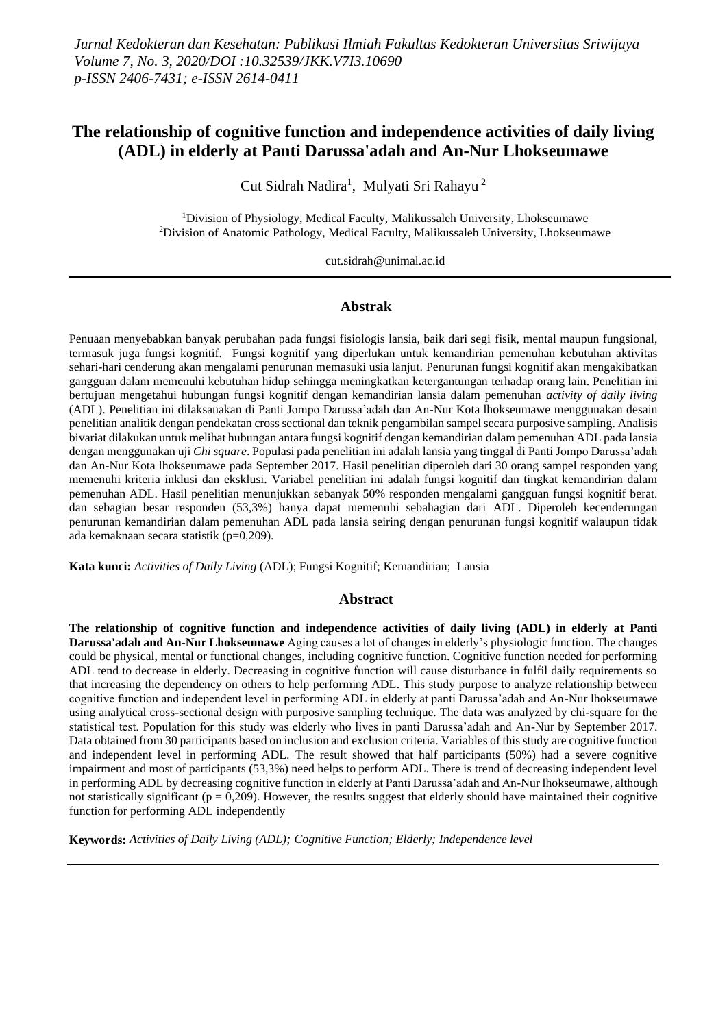*Jurnal Kedokteran dan Kesehatan: Publikasi Ilmiah Fakultas Kedokteran Universitas Sriwijaya Volume 7, No. 3, 2020/DOI :10.32539/JKK.V7I3.10690 p-ISSN 2406-7431; e-ISSN 2614-0411*

# The relationship of cognitive function and independence activities of daily living (ADL) in elderly at Panti Darussa'adah and An-Nur Lhokseumawe

Cut Sidrah Nadira[1], Mulyati Sri Rahayu[2]

[1]Division of Physiology, Medical Faculty, Malikussaleh University, Lhokseumawe
[2]Division of Anatomic Pathology, Medical Faculty, Malikussaleh University, Lhokseumawe

cut.sidrah@unimal.ac.id

## Abstrak

Penuaan menyebabkan banyak perubahan pada fungsi fisiologis lansia, baik dari segi fisik, mental maupun fungsional, termasuk juga fungsi kognitif. Fungsi kognitif yang diperlukan untuk kemandirian pemenuhan kebutuhan aktivitas sehari-hari cenderung akan mengalami penurunan memasuki usia lanjut. Penurunan fungsi kognitif akan mengakibatkan gangguan dalam memenuhi kebutuhan hidup sehingga meningkatkan ketergantungan terhadap orang lain. Penelitian ini bertujuan mengetahui hubungan fungsi kognitif dengan kemandirian lansia dalam pemenuhan *activity of daily living* (ADL). Penelitian ini dilaksanakan di Panti Jompo Darussa'adah dan An-Nur Kota lhokseumawe menggunakan desain penelitian analitik dengan pendekatan cross sectional dan teknik pengambilan sampel secara purposive sampling. Analisis bivariat dilakukan untuk melihat hubungan antara fungsi kognitif dengan kemandirian dalam pemenuhan ADL pada lansia dengan menggunakan uji *Chi square*. Populasi pada penelitian ini adalah lansia yang tinggal di Panti Jompo Darussa'adah dan An-Nur Kota lhokseumawe pada September 2017. Hasil penelitian diperoleh dari 30 orang sampel responden yang memenuhi kriteria inklusi dan eksklusi. Variabel penelitian ini adalah fungsi kognitif dan tingkat kemandirian dalam pemenuhan ADL. Hasil penelitian menunjukkan sebanyak 50% responden mengalami gangguan fungsi kognitif berat. dan sebagian besar responden (53,3%) hanya dapat memenuhi sebahagian dari ADL. Diperoleh kecenderungan penurunan kemandirian dalam pemenuhan ADL pada lansia seiring dengan penurunan fungsi kognitif walaupun tidak ada kemaknaan secara statistik (p=0,209).

**Kata kunci:** *Activities of Daily Living* (ADL); Fungsi Kognitif; Kemandirian; Lansia

## Abstract

**The relationship of cognitive function and independence activities of daily living (ADL) in elderly at Panti Darussa'adah and An-Nur Lhokseumawe** Aging causes a lot of changes in elderly's physiologic function. The changes could be physical, mental or functional changes, including cognitive function. Cognitive function needed for performing ADL tend to decrease in elderly. Decreasing in cognitive function will cause disturbance in fulfil daily requirements so that increasing the dependency on others to help performing ADL. This study purpose to analyze relationship between cognitive function and independent level in performing ADL in elderly at panti Darussa'adah and An-Nur lhokseumawe using analytical cross-sectional design with purposive sampling technique. The data was analyzed by chi-square for the statistical test. Population for this study was elderly who lives in panti Darussa'adah and An-Nur by September 2017. Data obtained from 30 participants based on inclusion and exclusion criteria. Variables of this study are cognitive function and independent level in performing ADL. The result showed that half participants (50%) had a severe cognitive impairment and most of participants (53,3%) need helps to perform ADL. There is trend of decreasing independent level in performing ADL by decreasing cognitive function in elderly at Panti Darussa'adah and An-Nur lhokseumawe, although not statistically significant (p = 0,209). However, the results suggest that elderly should have maintained their cognitive function for performing ADL independently

**Keywords:** *Activities of Daily Living (ADL); Cognitive Function; Elderly; Independence level*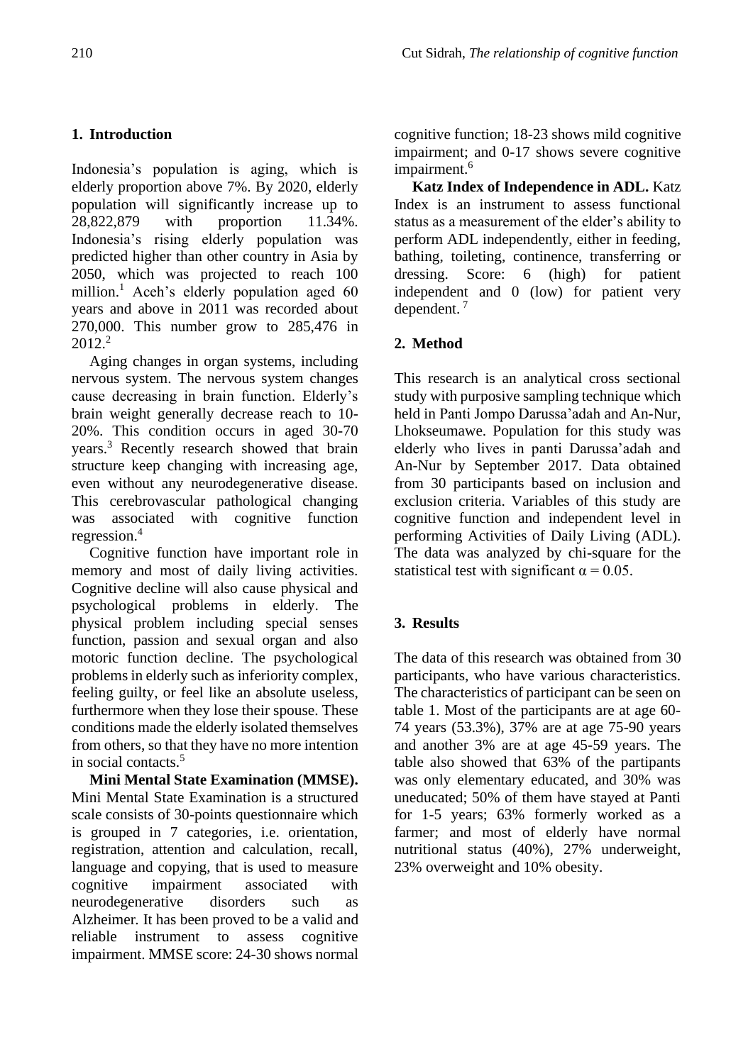## 1. Introduction

Indonesia's population is aging, which is elderly proportion above 7%. By 2020, elderly population will significantly increase up to 28,822,879 with proportion 11.34%. Indonesia's rising elderly population was predicted higher than other country in Asia by 2050, which was projected to reach 100 million.[1] Aceh's elderly population aged 60 years and above in 2011 was recorded about 270,000. This number grow to 285,476 in 2012.[2]

Aging changes in organ systems, including nervous system. The nervous system changes cause decreasing in brain function. Elderly's brain weight generally decrease reach to 10-20%. This condition occurs in aged 30-70 years.[3] Recently research showed that brain structure keep changing with increasing age, even without any neurodegenerative disease. This cerebrovascular pathological changing was associated with cognitive function regression.[4]

Cognitive function have important role in memory and most of daily living activities. Cognitive decline will also cause physical and psychological problems in elderly. The physical problem including special senses function, passion and sexual organ and also motoric function decline. The psychological problems in elderly such as inferiority complex, feeling guilty, or feel like an absolute useless, furthermore when they lose their spouse. These conditions made the elderly isolated themselves from others, so that they have no more intention in social contacts.[5]

**Mini Mental State Examination (MMSE).** Mini Mental State Examination is a structured scale consists of 30-points questionnaire which is grouped in 7 categories, i.e. orientation, registration, attention and calculation, recall, language and copying, that is used to measure cognitive impairment associated with neurodegenerative disorders such as Alzheimer. It has been proved to be a valid and reliable instrument to assess cognitive impairment. MMSE score: 24-30 shows normal cognitive function; 18-23 shows mild cognitive impairment; and 0-17 shows severe cognitive impairment.[6]

**Katz Index of Independence in ADL.** Katz Index is an instrument to assess functional status as a measurement of the elder's ability to perform ADL independently, either in feeding, bathing, toileting, continence, transferring or dressing. Score: 6 (high) for patient independent and 0 (low) for patient very dependent.[7]

## 2. Method

This research is an analytical cross sectional study with purposive sampling technique which held in Panti Jompo Darussa'adah and An-Nur, Lhokseumawe. Population for this study was elderly who lives in panti Darussa'adah and An-Nur by September 2017. Data obtained from 30 participants based on inclusion and exclusion criteria. Variables of this study are cognitive function and independent level in performing Activities of Daily Living (ADL). The data was analyzed by chi-square for the statistical test with significant $\alpha = 0.05$.

## 3. Results

The data of this research was obtained from 30 participants, who have various characteristics. The characteristics of participant can be seen on table 1. Most of the participants are at age 60-74 years (53.3%), 37% are at age 75-90 years and another 3% are at age 45-59 years. The table also showed that 63% of the partipants was only elementary educated, and 30% was uneducated; 50% of them have stayed at Panti for 1-5 years; 63% formerly worked as a farmer; and most of elderly have normal nutritional status (40%), 27% underweight, 23% overweight and 10% obesity.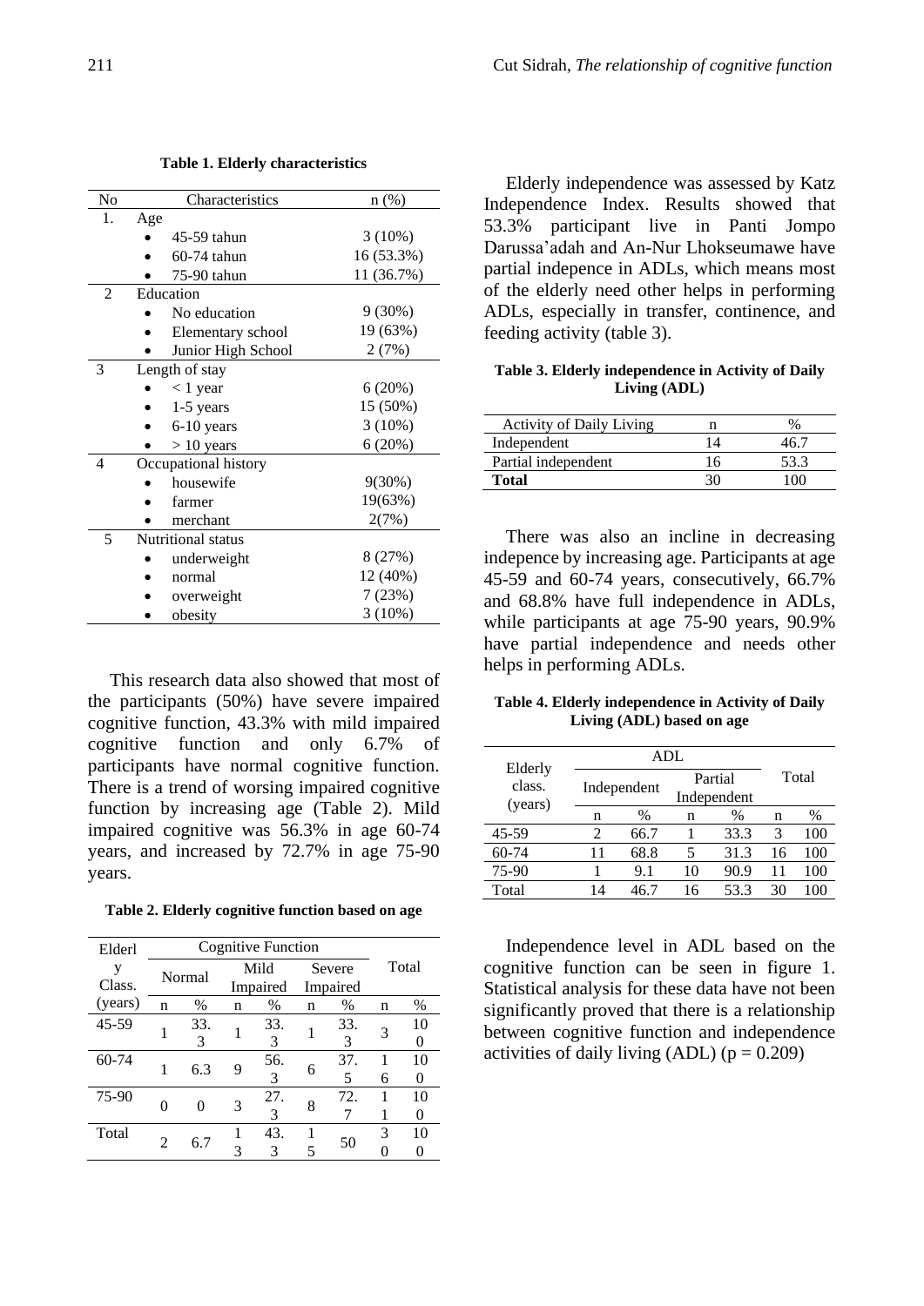**Table 1. Elderly characteristics**

| No | Characteristics | n (%) |
|---|---|---|
| 1. | Age | |
| | • 45-59 tahun | 3 (10%) |
| | • 60-74 tahun | 16 (53.3%) |
| | • 75-90 tahun | 11 (36.7%) |
| 2 | Education | |
| | • No education | 9 (30%) |
| | • Elementary school | 19 (63%) |
| | • Junior High School | 2 (7%) |
| 3 | Length of stay | |
| | • < 1 year | 6 (20%) |
| | • 1-5 years | 15 (50%) |
| | • 6-10 years | 3 (10%) |
| | • > 10 years | 6 (20%) |
| 4 | Occupational history | |
| | • housewife | 9(30%) |
| | • farmer | 19(63%) |
| | • merchant | 2(7%) |
| 5 | Nutritional status | |
| | • underweight | 8 (27%) |
| | • normal | 12 (40%) |
| | • overweight | 7 (23%) |
| | • obesity | 3 (10%) |

This research data also showed that most of the participants (50%) have severe impaired cognitive function, 43.3% with mild impaired cognitive function and only 6.7% of participants have normal cognitive function. There is a trend of worsing impaired cognitive function by increasing age (Table 2). Mild impaired cognitive was 56.3% in age 60-74 years, and increased by 72.7% in age 75-90 years.

**Table 2. Elderly cognitive function based on age**

| Elderly Class. (years) | Cognitive Function | | | | | | Total | |
|---|---|---|---|---|---|---|---|---|
| | Normal | | Mild Impaired | | Severe Impaired | | | |
| | n | % | n | % | n | % | n | % |
| 45-59 | 1 | 33.3 | 1 | 33.3 | 1 | 33.3 | 3 | 100 |
| 60-74 | 1 | 6.3 | 9 | 56.3 | 6 | 37.5 | 16 | 100 |
| 75-90 | 0 | 0 | 3 | 27.3 | 8 | 72.7 | 11 | 100 |
| Total | 2 | 6.7 | 13 | 43.3 | 15 | 50 | 30 | 100 |

Elderly independence was assessed by Katz Independence Index. Results showed that 53.3% participant live in Panti Jompo Darussa'adah and An-Nur Lhokseumawe have partial indepence in ADLs, which means most of the elderly need other helps in performing ADLs, especially in transfer, continence, and feeding activity (table 3).

**Table 3. Elderly independence in Activity of Daily Living (ADL)**

| Activity of Daily Living | n | % |
|---|---|---|
| Independent | 14 | 46.7 |
| Partial independent | 16 | 53.3 |
| **Total** | 30 | 100 |

There was also an incline in decreasing indepence by increasing age. Participants at age 45-59 and 60-74 years, consecutively, 66.7% and 68.8% have full independence in ADLs, while participants at age 75-90 years, 90.9% have partial independence and needs other helps in performing ADLs.

**Table 4. Elderly independence in Activity of Daily Living (ADL) based on age**

| Elderly class. (years) | ADL | | | | Total | |
|---|---|---|---|---|---|---|
| | Independent | | Partial Independent | | | |
| | n | % | n | % | n | % |
| 45-59 | 2 | 66.7 | 1 | 33.3 | 3 | 100 |
| 60-74 | 11 | 68.8 | 5 | 31.3 | 16 | 100 |
| 75-90 | 1 | 9.1 | 10 | 90.9 | 11 | 100 |
| Total | 14 | 46.7 | 16 | 53.3 | 30 | 100 |

Independence level in ADL based on the cognitive function can be seen in figure 1. Statistical analysis for these data have not been significantly proved that there is a relationship between cognitive function and independence activities of daily living (ADL) ($p = 0.209$)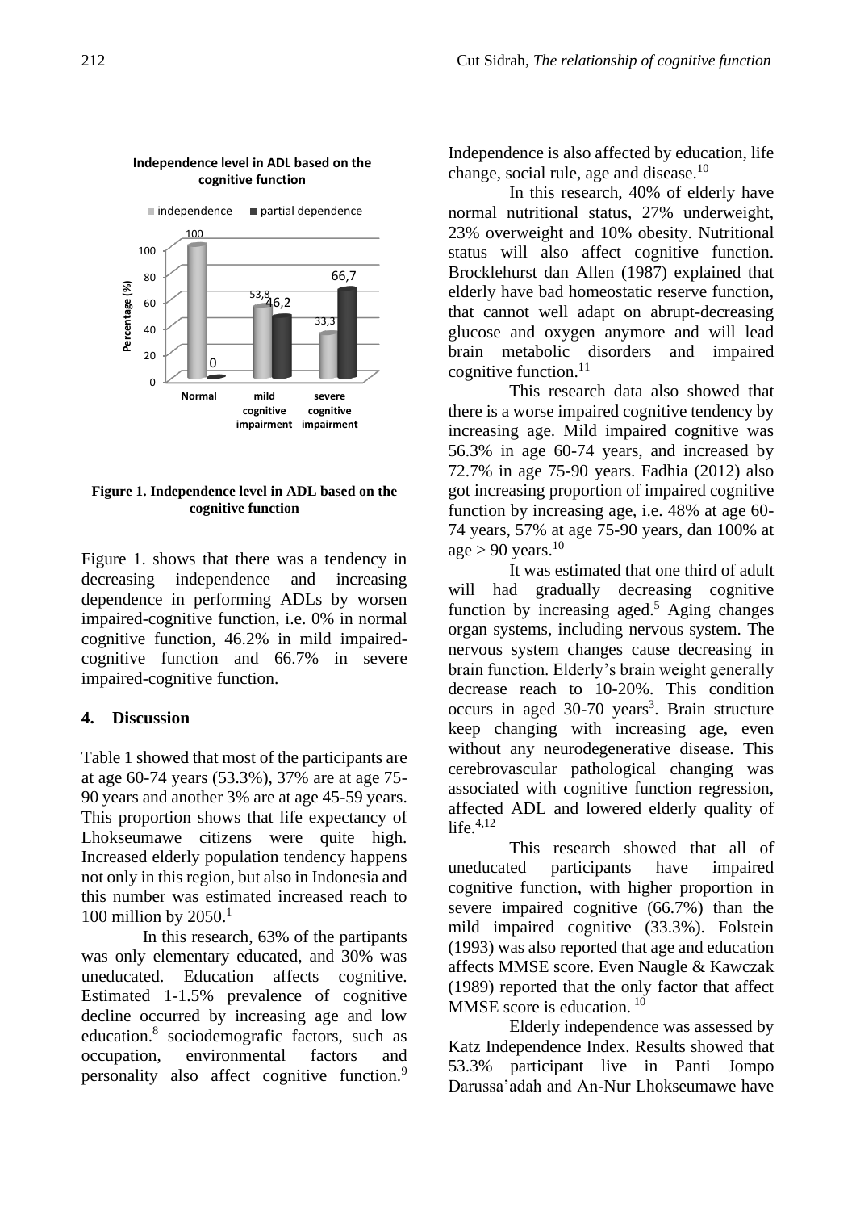Figure 1. Independence level in ADL based on the cognitive function

Figure 1. shows that there was a tendency in decreasing independence and increasing dependence in performing ADLs by worsen impaired-cognitive function, i.e. 0% in normal cognitive function, 46.2% in mild impaired-cognitive function and 66.7% in severe impaired-cognitive function.

## 4. Discussion

Table 1 showed that most of the participants are at age 60-74 years (53.3%), 37% are at age 75-90 years and another 3% are at age 45-59 years. This proportion shows that life expectancy of Lhokseumawe citizens were quite high. Increased elderly population tendency happens not only in this region, but also in Indonesia and this number was estimated increased reach to 100 million by 2050.[1]

In this research, 63% of the partipants was only elementary educated, and 30% was uneducated. Education affects cognitive. Estimated 1-1.5% prevalence of cognitive decline occurred by increasing age and low education.[8] sociodemografic factors, such as occupation, environmental factors and personality also affect cognitive function.[9] Independence is also affected by education, life change, social rule, age and disease.[10]

In this research, 40% of elderly have normal nutritional status, 27% underweight, 23% overweight and 10% obesity. Nutritional status will also affect cognitive function. Brocklehurst dan Allen (1987) explained that elderly have bad homeostatic reserve function, that cannot well adapt on abrupt-decreasing glucose and oxygen anymore and will lead brain metabolic disorders and impaired cognitive function.[11]

This research data also showed that there is a worse impaired cognitive tendency by increasing age. Mild impaired cognitive was 56.3% in age 60-74 years, and increased by 72.7% in age 75-90 years. Fadhia (2012) also got increasing proportion of impaired cognitive function by increasing age, i.e. 48% at age 60-74 years, 57% at age 75-90 years, dan 100% at age > 90 years.[10]

It was estimated that one third of adult will had gradually decreasing cognitive function by increasing aged.[5] Aging changes organ systems, including nervous system. The nervous system changes cause decreasing in brain function. Elderly's brain weight generally decrease reach to 10-20%. This condition occurs in aged 30-70 years[3]. Brain structure keep changing with increasing age, even without any neurodegenerative disease. This cerebrovascular pathological changing was associated with cognitive function regression, affected ADL and lowered elderly quality of life.[4,12]

This research showed that all of uneducated participants have impaired cognitive function, with higher proportion in severe impaired cognitive (66.7%) than the mild impaired cognitive (33.3%). Folstein (1993) was also reported that age and education affects MMSE score. Even Naugle & Kawczak (1989) reported that the only factor that affect MMSE score is education. [10]

Elderly independence was assessed by Katz Independence Index. Results showed that 53.3% participant live in Panti Jompo Darussa'adah and An-Nur Lhokseumawe have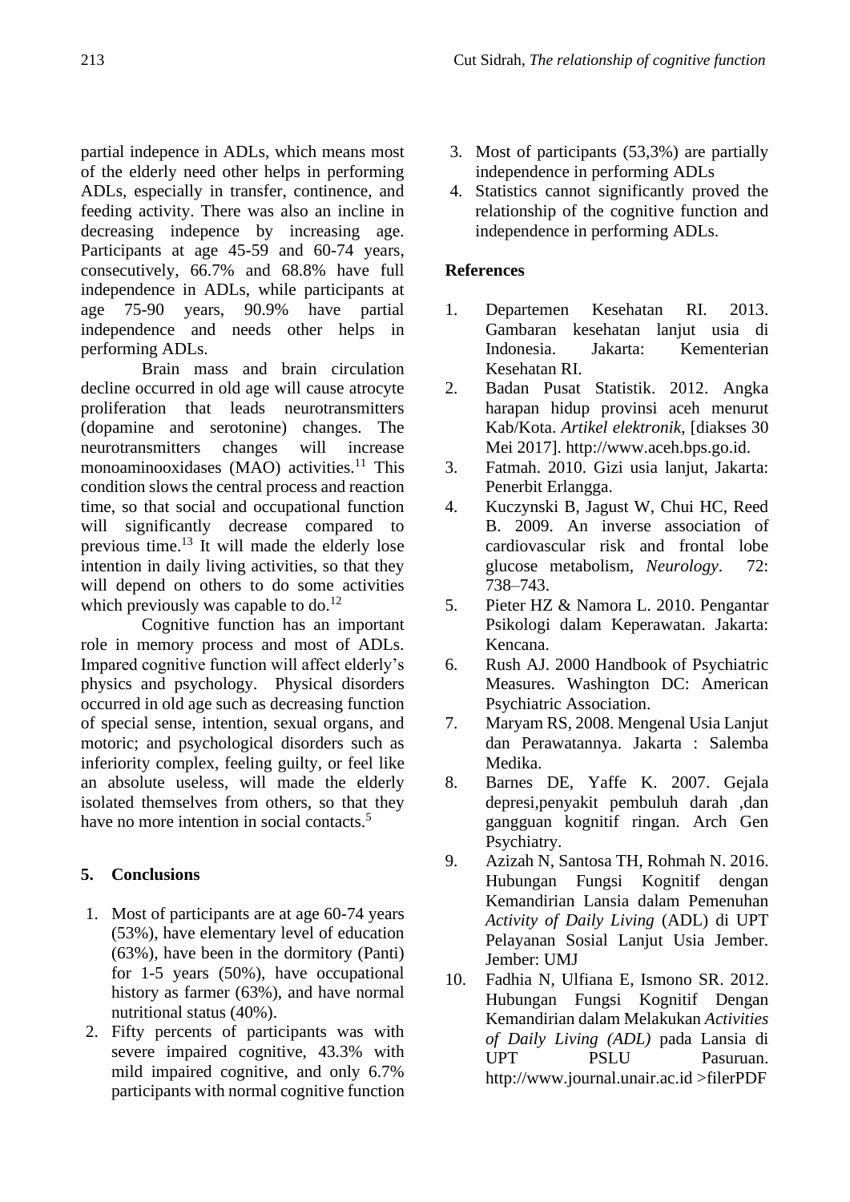partial indepence in ADLs, which means most of the elderly need other helps in performing ADLs, especially in transfer, continence, and feeding activity. There was also an incline in decreasing indepence by increasing age. Participants at age 45-59 and 60-74 years, consecutively, 66.7% and 68.8% have full independence in ADLs, while participants at age 75-90 years, 90.9% have partial independence and needs other helps in performing ADLs.

Brain mass and brain circulation decline occurred in old age will cause atrocyte proliferation that leads neurotransmitters (dopamine and serotonine) changes. The neurotransmitters changes will increase monoaminooxidases (MAO) activities.[11] This condition slows the central process and reaction time, so that social and occupational function will significantly decrease compared to previous time.[13] It will made the elderly lose intention in daily living activities, so that they will depend on others to do some activities which previously was capable to do.[12]

Cognitive function has an important role in memory process and most of ADLs. Impared cognitive function will affect elderly's physics and psychology. Physical disorders occurred in old age such as decreasing function of special sense, intention, sexual organs, and motoric; and psychological disorders such as inferiority complex, feeling guilty, or feel like an absolute useless, will made the elderly isolated themselves from others, so that they have no more intention in social contacts.[5]

## 5. Conclusions

1. Most of participants are at age 60-74 years (53%), have elementary level of education (63%), have been in the dormitory (Panti) for 1-5 years (50%), have occupational history as farmer (63%), and have normal nutritional status (40%).
2. Fifty percents of participants was with severe impaired cognitive, 43.3% with mild impaired cognitive, and only 6.7% participants with normal cognitive function
3. Most of participants (53,3%) are partially independence in performing ADLs
4. Statistics cannot significantly proved the relationship of the cognitive function and independence in performing ADLs.

## References

1. Departemen Kesehatan RI. 2013. Gambaran kesehatan lanjut usia di Indonesia. Jakarta: Kementerian Kesehatan RI.
2. Badan Pusat Statistik. 2012. Angka harapan hidup provinsi aceh menurut Kab/Kota. *Artikel elektronik*, [diakses 30 Mei 2017]. http://www.aceh.bps.go.id.
3. Fatmah. 2010. Gizi usia lanjut, Jakarta: Penerbit Erlangga.
4. Kuczynski B, Jagust W, Chui HC, Reed B. 2009. An inverse association of cardiovascular risk and frontal lobe glucose metabolism, *Neurology*. 72: 738–743.
5. Pieter HZ & Namora L. 2010. Pengantar Psikologi dalam Keperawatan. Jakarta: Kencana.
6. Rush AJ. 2000 Handbook of Psychiatric Measures. Washington DC: American Psychiatric Association.
7. Maryam RS, 2008. Mengenal Usia Lanjut dan Perawatannya. Jakarta : Salemba Medika.
8. Barnes DE, Yaffe K. 2007. Gejala depresi,penyakit pembuluh darah ,dan gangguan kognitif ringan. Arch Gen Psychiatry.
9. Azizah N, Santosa TH, Rohmah N. 2016. Hubungan Fungsi Kognitif dengan Kemandirian Lansia dalam Pemenuhan *Activity of Daily Living* (ADL) di UPT Pelayanan Sosial Lanjut Usia Jember. Jember: UMJ
10. Fadhia N, Ulfiana E, Ismono SR. 2012. Hubungan Fungsi Kognitif Dengan Kemandirian dalam Melakukan *Activities of Daily Living (ADL)* pada Lansia di UPT PSLU Pasuruan. http://www.journal.unair.ac.id >filerPDF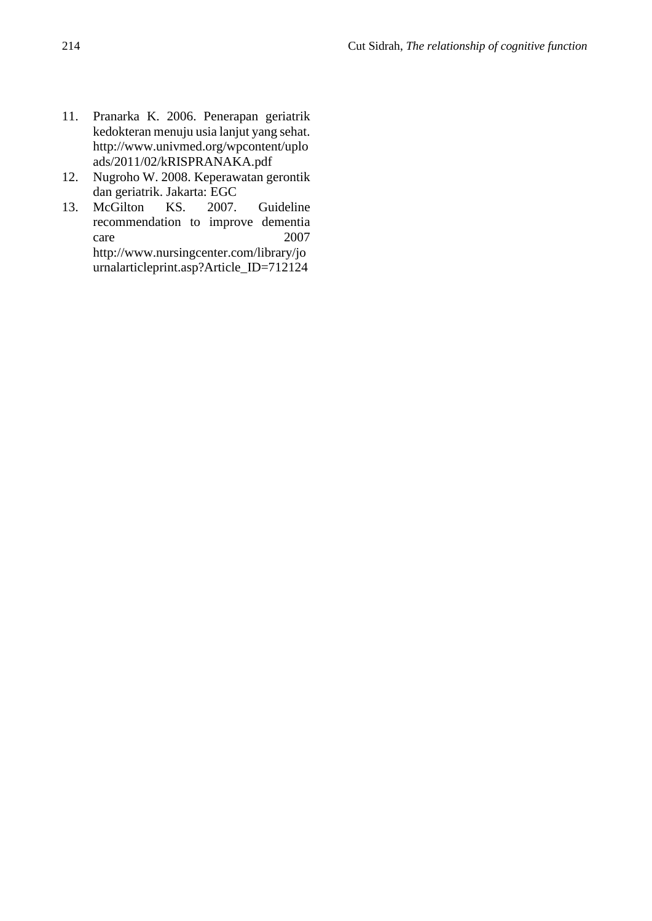11. Pranarka K. 2006. Penerapan geriatrik kedokteran menuju usia lanjut yang sehat. http://www.univmed.org/wpcontent/uploads/2011/02/kRISPRANAKA.pdf
12. Nugroho W. 2008. Keperawatan gerontik dan geriatrik. Jakarta: EGC
13. McGilton KS. 2007. Guideline recommendation to improve dementia care 2007 http://www.nursingcenter.com/library/journalarticleprint.asp?Article_ID=712124